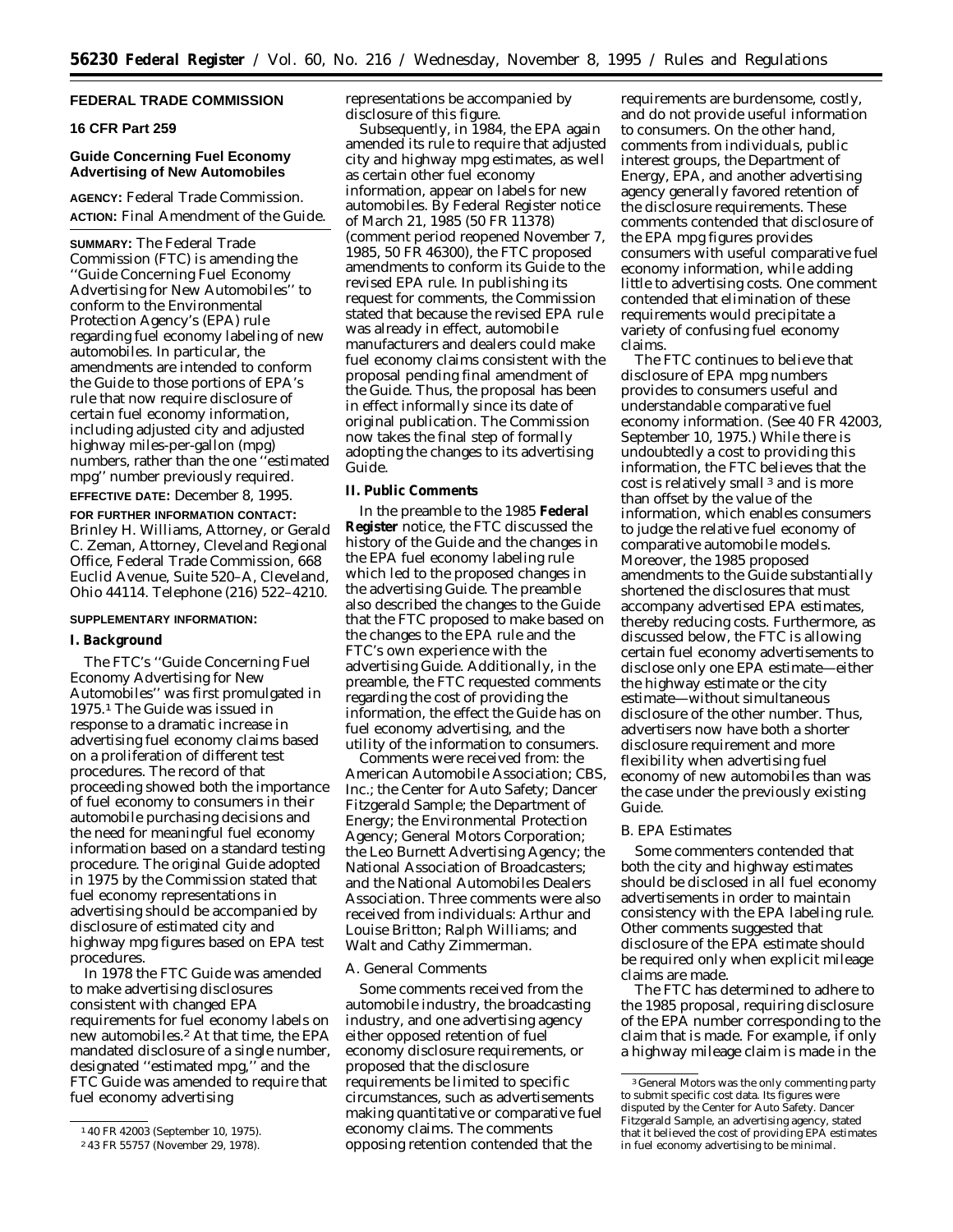**FEDERAL TRADE COMMISSION**

**16 CFR Part 259**

**Guide Concerning Fuel Economy Advertising of New Automobiles**

**AGENCY:** Federal Trade Commission.

**ACTION:** Final Amendment of the Guide.

**SUMMARY:** The Federal Trade Commission (FTC) is amending the ''Guide Concerning Fuel Economy Advertising for New Automobiles'' to conform to the Environmental Protection Agency's (EPA) rule regarding fuel economy labeling of new automobiles. In particular, the amendments are intended to conform the Guide to those portions of EPA's rule that now require disclosure of certain fuel economy information, including adjusted city and adjusted highway miles-per-gallon (mpg) numbers, rather than the one ''estimated mpg'' number previously required.

**EFFECTIVE DATE:** December 8, 1995.

**FOR FURTHER INFORMATION CONTACT:** Brinley H. Williams, Attorney, or Gerald C. Zeman, Attorney, Cleveland Regional Office, Federal Trade Commission, 668 Euclid Avenue, Suite 520–A, Cleveland, Ohio 44114. Telephone (216) 522–4210.

**SUPPLEMENTARY INFORMATION:**

**I. Background**

The FTC's ''Guide Concerning Fuel Economy Advertising for New Automobiles'' was first promulgated in 1975.[1] The Guide was issued in response to a dramatic increase in advertising fuel economy claims based on a proliferation of different test procedures. The record of that proceeding showed both the importance of fuel economy to consumers in their automobile purchasing decisions and the need for meaningful fuel economy information based on a standard testing procedure. The original Guide adopted in 1975 by the Commission stated that fuel economy representations in advertising should be accompanied by disclosure of estimated city and highway mpg figures based on EPA test procedures.

In 1978 the FTC Guide was amended to make advertising disclosures consistent with changed EPA requirements for fuel economy labels on new automobiles.[2] At that time, the EPA mandated disclosure of a single number, designated ''estimated mpg,'' and the FTC Guide was amended to require that fuel economy advertising representations be accompanied by disclosure of this figure.

Subsequently, in 1984, the EPA again amended its rule to require that adjusted city and highway mpg estimates, as well as certain other fuel economy information, appear on labels for new automobiles. By Federal Register notice of March 21, 1985 (50 FR 11378) (comment period reopened November 7, 1985, 50 FR 46300), the FTC proposed amendments to conform its Guide to the revised EPA rule. In publishing its request for comments, the Commission stated that because the revised EPA rule was already in effect, automobile manufacturers and dealers could make fuel economy claims consistent with the proposal pending final amendment of the Guide. Thus, the proposal has been in effect informally since its date of original publication. The Commission now takes the final step of formally adopting the changes to its advertising Guide.

**II. Public Comments**

In the preamble to the 1985 **Federal Register** notice, the FTC discussed the history of the Guide and the changes in the EPA fuel economy labeling rule which led to the proposed changes in the advertising Guide. The preamble also described the changes to the Guide that the FTC proposed to make based on the changes to the EPA rule and the FTC's own experience with the advertising Guide. Additionally, in the preamble, the FTC requested comments regarding the cost of providing the information, the effect the Guide has on fuel economy advertising, and the utility of the information to consumers.

Comments were received from: the American Automobile Association; CBS, Inc.; the Center for Auto Safety; Dancer Fitzgerald Sample; the Department of Energy; the Environmental Protection Agency; General Motors Corporation; the Leo Burnett Advertising Agency; the National Association of Broadcasters; and the National Automobiles Dealers Association. Three comments were also received from individuals: Arthur and Louise Britton; Ralph Williams; and Walt and Cathy Zimmerman.

*A. General Comments*

Some comments received from the automobile industry, the broadcasting industry, and one advertising agency either opposed retention of fuel economy disclosure requirements, or proposed that the disclosure requirements be limited to specific circumstances, such as advertisements making quantitative or comparative fuel economy claims. The comments opposing retention contended that the requirements are burdensome, costly, and do not provide useful information to consumers. On the other hand, comments from individuals, public interest groups, the Department of Energy, EPA, and another advertising agency generally favored retention of the disclosure requirements. These comments contended that disclosure of the EPA mpg figures provides consumers with useful comparative fuel economy information, while adding little to advertising costs. One comment contended that elimination of these requirements would precipitate a variety of confusing fuel economy claims.

The FTC continues to believe that disclosure of EPA mpg numbers provides to consumers useful and understandable comparative fuel economy information. (See 40 FR 42003, September 10, 1975.) While there is undoubtedly a cost to providing this information, the FTC believes that the cost is relatively small [3] and is more than offset by the value of the information, which enables consumers to judge the relative fuel economy of comparative automobile models. Moreover, the 1985 proposed amendments to the Guide substantially shortened the disclosures that must accompany advertised EPA estimates, thereby reducing costs. Furthermore, as discussed below, the FTC is allowing certain fuel economy advertisements to disclose only one EPA estimate—either the highway estimate or the city estimate—without simultaneous disclosure of the other number. Thus, advertisers now have both a shorter disclosure requirement and more flexibility when advertising fuel economy of new automobiles than was the case under the previously existing Guide.

*B. EPA Estimates*

Some commenters contended that both the city and highway estimates should be disclosed in all fuel economy advertisements in order to maintain consistency with the EPA labeling rule. Other comments suggested that disclosure of the EPA estimate should be required only when explicit mileage claims are made.

The FTC has determined to adhere to the 1985 proposal, requiring disclosure of the EPA number corresponding to the claim that is made. For example, if only a highway mileage claim is made in the

[1] 40 FR 42003 (September 10, 1975).

[2] 43 FR 55757 (November 29, 1978).

[3] General Motors was the only commenting party to submit specific cost data. Its figures were disputed by the Center for Auto Safety. Dancer Fitzgerald Sample, an advertising agency, stated that it believed the cost of providing EPA estimates in fuel economy advertising to be minimal.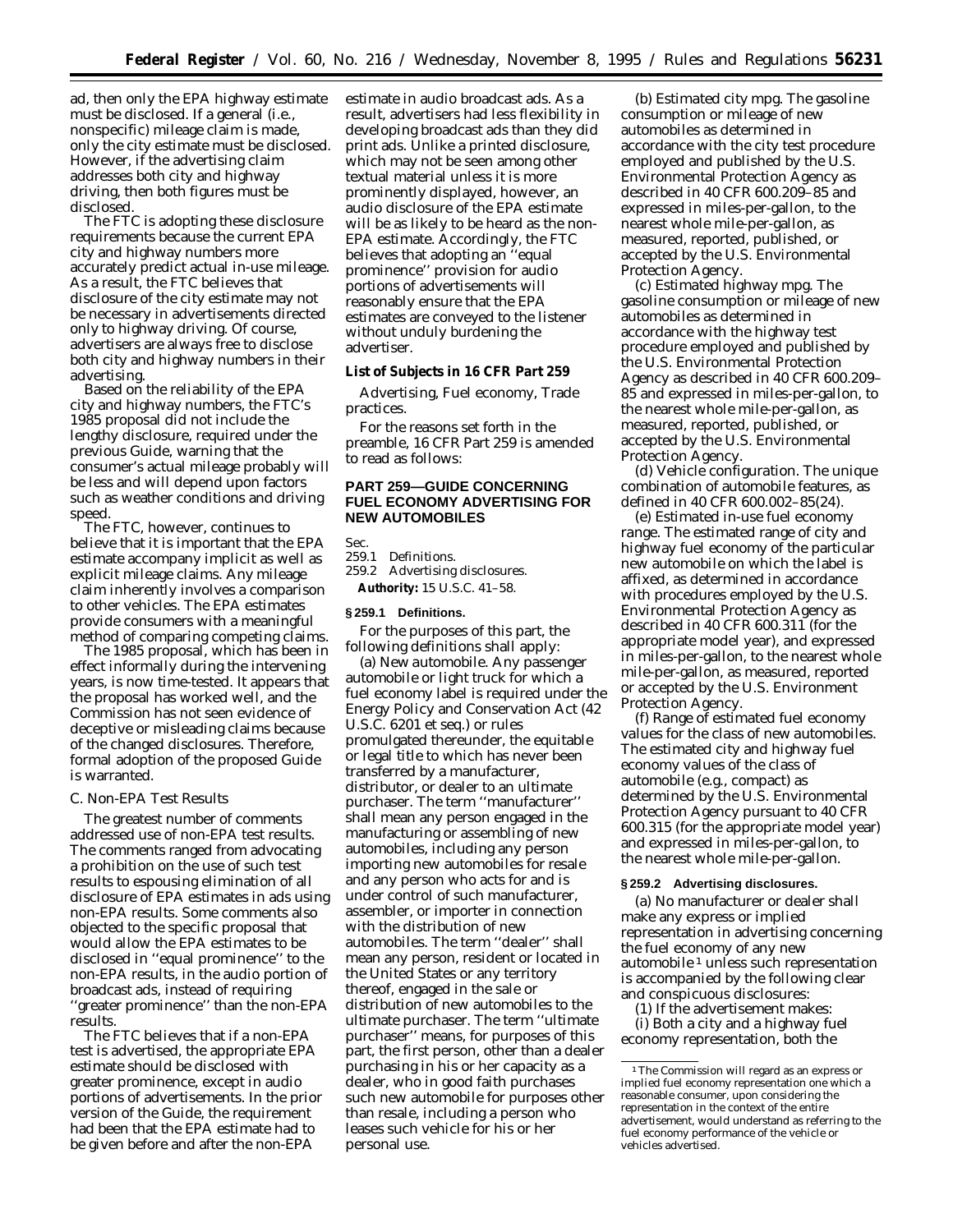ad, then only the EPA highway estimate must be disclosed. If a general (i.e., nonspecific) mileage claim is made, only the city estimate must be disclosed. However, if the advertising claim addresses both city and highway driving, then both figures must be disclosed.

The FTC is adopting these disclosure requirements because the current EPA city and highway numbers more accurately predict actual in-use mileage. As a result, the FTC believes that disclosure of the city estimate may not be necessary in advertisements directed only to highway driving. Of course, advertisers are always free to disclose both city and highway numbers in their advertising.

Based on the reliability of the EPA city and highway numbers, the FTC's 1985 proposal did not include the lengthy disclosure, required under the previous Guide, warning that the consumer's actual mileage probably will be less and will depend upon factors such as weather conditions and driving speed.

The FTC, however, continues to believe that it is important that the EPA estimate accompany implicit as well as explicit mileage claims. Any mileage claim inherently involves a comparison to other vehicles. The EPA estimates provide consumers with a meaningful method of comparing competing claims.

The 1985 proposal, which has been in effect informally during the intervening years, is now time-tested. It appears that the proposal has worked well, and the Commission has not seen evidence of deceptive or misleading claims because of the changed disclosures. Therefore, formal adoption of the proposed Guide is warranted.

### C. Non-EPA Test Results

The greatest number of comments addressed use of non-EPA test results. The comments ranged from advocating a prohibition on the use of such test results to espousing elimination of all disclosure of EPA estimates in ads using non-EPA results. Some comments also objected to the specific proposal that would allow the EPA estimates to be disclosed in ''equal prominence'' to the non-EPA results, in the audio portion of broadcast ads, instead of requiring ''greater prominence'' than the non-EPA results.

The FTC believes that if a non-EPA test is advertised, the appropriate EPA estimate should be disclosed with greater prominence, except in audio portions of advertisements. In the prior version of the Guide, the requirement had been that the EPA estimate had to be given before and after the non-EPA estimate in audio broadcast ads. As a result, advertisers had less flexibility in developing broadcast ads than they did print ads. Unlike a printed disclosure, which may not be seen among other textual material unless it is more prominently displayed, however, an audio disclosure of the EPA estimate will be as likely to be heard as the non-EPA estimate. Accordingly, the FTC believes that adopting an ''equal prominence'' provision for audio portions of advertisements will reasonably ensure that the EPA estimates are conveyed to the listener without unduly burdening the advertiser.

**List of Subjects in 16 CFR Part 259**

Advertising, Fuel economy, Trade practices.

For the reasons set forth in the preamble, 16 CFR Part 259 is amended to read as follows:

## PART 259—GUIDE CONCERNING FUEL ECONOMY ADVERTISING FOR NEW AUTOMOBILES

Sec.
259.1 Definitions.
259.2 Advertising disclosures.

**Authority:** 15 U.S.C. 41–58.

### § 259.1 Definitions.

For the purposes of this part, the following definitions shall apply:

(a) *New automobile.* Any passenger automobile or light truck for which a fuel economy label is required under the Energy Policy and Conservation Act (42 U.S.C. 6201 et seq.) or rules promulgated thereunder, the equitable or legal title to which has never been transferred by a manufacturer, distributor, or dealer to an ultimate purchaser. The term ''manufacturer'' shall mean any person engaged in the manufacturing or assembling of new automobiles, including any person importing new automobiles for resale and any person who acts for and is under control of such manufacturer, assembler, or importer in connection with the distribution of new automobiles. The term ''dealer'' shall mean any person, resident or located in the United States or any territory thereof, engaged in the sale or distribution of new automobiles to the ultimate purchaser. The term ''ultimate purchaser'' means, for purposes of this part, the first person, other than a dealer purchasing in his or her capacity as a dealer, who in good faith purchases such new automobile for purposes other than resale, including a person who leases such vehicle for his or her personal use.

(b) *Estimated city mpg.* The gasoline consumption or mileage of new automobiles as determined in accordance with the city test procedure employed and published by the U.S. Environmental Protection Agency as described in 40 CFR 600.209–85 and expressed in miles-per-gallon, to the nearest whole mile-per-gallon, as measured, reported, published, or accepted by the U.S. Environmental Protection Agency.

(c) *Estimated highway mpg.* The gasoline consumption or mileage of new automobiles as determined in accordance with the highway test procedure employed and published by the U.S. Environmental Protection Agency as described in 40 CFR 600.209–85 and expressed in miles-per-gallon, to the nearest whole mile-per-gallon, as measured, reported, published, or accepted by the U.S. Environmental Protection Agency.

(d) *Vehicle configuration.* The unique combination of automobile features, as defined in 40 CFR 600.002–85(24).

(e) *Estimated in-use fuel economy range.* The estimated range of city and highway fuel economy of the particular new automobile on which the label is affixed, as determined in accordance with procedures employed by the U.S. Environmental Protection Agency as described in 40 CFR 600.311 (for the appropriate model year), and expressed in miles-per-gallon, to the nearest whole mile-per-gallon, as measured, reported or accepted by the U.S. Environment Protection Agency.

(f) *Range of estimated fuel economy values for the class of new automobiles.* The estimated city and highway fuel economy values of the class of automobile (e.g., compact) as determined by the U.S. Environmental Protection Agency pursuant to 40 CFR 600.315 (for the appropriate model year) and expressed in miles-per-gallon, to the nearest whole mile-per-gallon.

### § 259.2 Advertising disclosures.

(a) No manufacturer or dealer shall make any express or implied representation in advertising concerning the fuel economy of any new automobile [1] unless such representation is accompanied by the following clear and conspicuous disclosures:

(1) If the advertisement makes:

(i) Both a city and a highway fuel economy representation, both the

[1] The Commission will regard as an express or implied fuel economy representation one which a reasonable consumer, upon considering the representation in the context of the entire advertisement, would understand as referring to the fuel economy performance of the vehicle or vehicles advertised.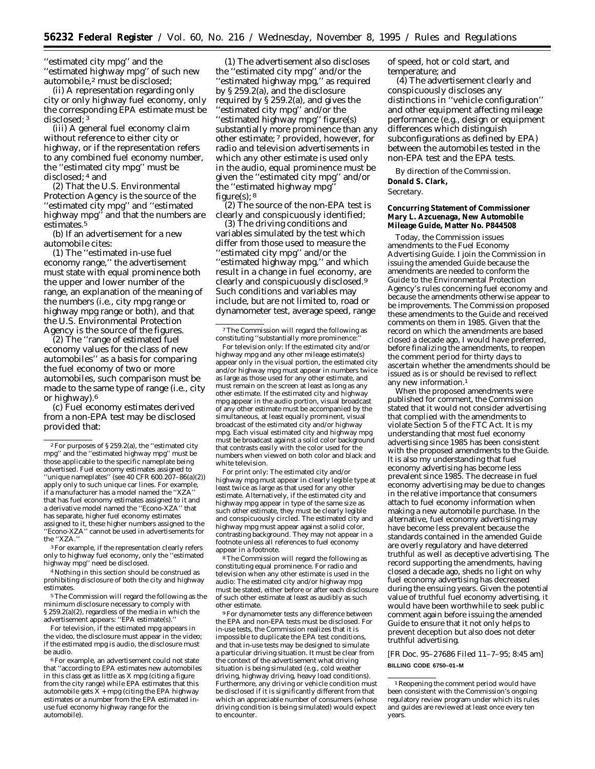''estimated city mpg'' and the ''estimated highway mpg'' of such new automobile,[2] must be disclosed;

(ii) A representation regarding only city or only highway fuel economy, only the corresponding EPA estimate must be disclosed;[3]

(iii) A general fuel economy claim without reference to either city or highway, or if the representation refers to any combined fuel economy number, the ''estimated city mpg'' must be disclosed;[4] and

(2) That the U.S. Environmental Protection Agency is the source of the ''estimated city mpg'' and ''estimated highway mpg'' and that the numbers are estimates.[5]

(b) If an advertisement for a new automobile cites:

(1) The ''estimated in-use fuel economy range,'' the advertisement must state with equal prominence both the upper and lower number of the range, an explanation of the meaning of the numbers (i.e., city mpg range or highway mpg range or both), and that the U.S. Environmental Protection Agency is the source of the figures.

(2) The ''range of estimated fuel economy values for the class of new automobiles'' as a basis for comparing the fuel economy of two or more automobiles, such comparison must be made to the same type of range (i.e., city or highway).[6]

(c) Fuel economy estimates derived from a non-EPA test may be disclosed provided that:

(1) The advertisement also discloses the ''estimated city mpg'' and/or the ''estimated highway mpg,'' as required by § 259.2(a), and the disclosure required by § 259.2(a), and gives the ''estimated city mpg'' and/or the ''estimated highway mpg'' figure(s) substantially more prominence than any other estimate;[7] provided, however, for radio and television advertisements in which any other estimate is used only in the audio, equal prominence must be given the ''estimated city mpg'' and/or the ''estimated highway mpg'' figure(s);[8]

(2) The source of the non-EPA test is clearly and conspicuously identified;

(3) The driving conditions and variables simulated by the test which differ from those used to measure the ''estimated city mpg'' and/or the ''estimated highway mpg,'' and which result in a change in fuel economy, are clearly and conspicuously disclosed.[9] Such conditions and variables may include, but are not limited to, road or dynamometer test, average speed, range of speed, hot or cold start, and temperature; and

(4) The advertisement clearly and conspicuously discloses any distinctions in ''vehicle configuration'' and other equipment affecting mileage performance (e.g., design or equipment differences which distinguish subconfigurations as defined by EPA) between the automobiles tested in the non-EPA test and the EPA tests.

By direction of the Commission.

**Donald S. Clark,**
Secretary.

---

[2] For purposes of § 259.2(a), the ''estimated city mpg'' and the ''estimated highway mpg'' must be those applicable to the specific nameplate being advertised. Fuel economy estimates assigned to ''unique nameplates'' (see 40 CFR 600.207–86(a)(2)) apply only to such unique car lines. For example, if a manufacturer has a model named the ''XZA'' that has fuel economy estimates assigned to it and a derivative model named the ''Econo-XZA'' that has separate, higher fuel economy estimates assigned to it, these higher numbers assigned to the ''Econo-XZA'' cannot be used in advertisements for the ''XZA.''

[3] For example, if the representation clearly refers only to highway fuel economy, only the ''estimated highway mpg'' need be disclosed.

[4] Nothing in this section should be construed as prohibiting disclosure of both the city and highway estimates.

[5] The Commission will regard the following as the minimum disclosure necessary to comply with § 259.2(a)(2), regardless of the media in which the advertisement appears: ''EPA estimate(s).''

For television, if the estimated mpg appears in the video, the disclosure must appear in the video; if the estimated mpg is audio, the disclosure must be audio.

[6] For example, an advertisement could not state that ''according to EPA estimates new automobiles in this class get as little as X mpg (citing a figure from the city range) while EPA estimates that this automobile gets X + mpg (citing the EPA highway estimates or a number from the EPA estimated in-use fuel economy highway range for the automobile).

[7] The Commission will regard the following as constituting ''substantially more prominence:''

For television only: If the estimated city and/or highway mpg and any other mileage estimate(s) appear only in the visual portion, the estimated city and/or highway mpg must appear in numbers twice as large as those used for any other estimate, and must remain on the screen at least as long as any other estimate. If the estimated city and highway mpg appear in the audio portion, visual broadcast of any other estimate must be accompanied by the simultaneous, at least equally prominent, visual broadcast of the estimated city and/or highway mpg. Each visual estimated city and highway mpg must be broadcast against a solid color background that contrasts easily with the color used for the numbers when viewed on both color and black and white television.

For print only: The estimated city and/or highway mpg must appear in clearly legible type at least twice as large as that used for any other estimate. Alternatively, if the estimated city and highway mpg appear in type of the same size as such other estimate, they must be clearly legible and conspicuously circled. The estimated city and highway mpg must appear against a solid color, contrasting background. They may not appear in a footnote unless all references to fuel economy appear in a footnote.

[8] The Commission will regard the following as constituting equal prominence. For radio and television when any other estimate is used in the audio: The estimated city and/or highway mpg must be stated, either before or after each disclosure of such other estimate at least as audibly as such other estimate.

[9] For dynamometer tests any difference between the EPA and non-EPA tests must be disclosed. For in-use tests, the Commission realizes that it is impossible to duplicate the EPA test conditions, and that in-use tests may be designed to simulate a particular driving situation. It must be clear from the context of the advertisement what driving situation is being simulated (e.g., cold weather driving, highway driving, heavy load conditions). Furthermore, any driving or vehicle condition must be disclosed if it is significantly different from that which an appreciable number of consumers (whose driving condition is being simulated) would expect to encounter.

---

## Concurring Statement of Commissioner Mary L. Azcuenaga, New Automobile Mileage Guide, Matter No. P844508

Today, the Commission issues amendments to the Fuel Economy Advertising Guide. I join the Commission in issuing the amended Guide because the amendments are needed to conform the Guide to the Environmental Protection Agency's rules concerning fuel economy and because the amendments otherwise appear to be improvements. The Commission proposed these amendments to the Guide and received comments on them in 1985. Given that the record on which the amendments are based closed a decade ago, I would have preferred, before finalizing the amendments, to reopen the comment period for thirty days to ascertain whether the amendments should be issued as is or should be revised to reflect any new information.[1]

When the proposed amendments were published for comment, the Commission stated that it would not consider advertising that complied with the amendments to violate Section 5 of the FTC Act. It is my understanding that most fuel economy advertising since 1985 has been consistent with the proposed amendments to the Guide. It is also my understanding that fuel economy advertising has become less prevalent since 1985. The decrease in fuel economy advertising may be due to changes in the relative importance that consumers attach to fuel economy information when making a new automobile purchase. In the alternative, fuel economy advertising may have become less prevalent because the standards contained in the amended Guide are overly regulatory and have deterred truthful as well as deceptive advertising. The record supporting the amendments, having closed a decade ago, sheds no light on why fuel economy advertising has decreased during the ensuing years. Given the potential value of truthful fuel economy advertising, it would have been worthwhile to seek public comment again before issuing the amended Guide to ensure that it not only helps to prevent deception but also does not deter truthful advertising.

[FR Doc. 95–27686 Filed 11–7–95; 8:45 am]

**BILLING CODE 6750–01–M**

---

[1] Reopening the comment period would have been consistent with the Commission's ongoing regulatory review program under which its rules and guides are reviewed at least once every ten years.